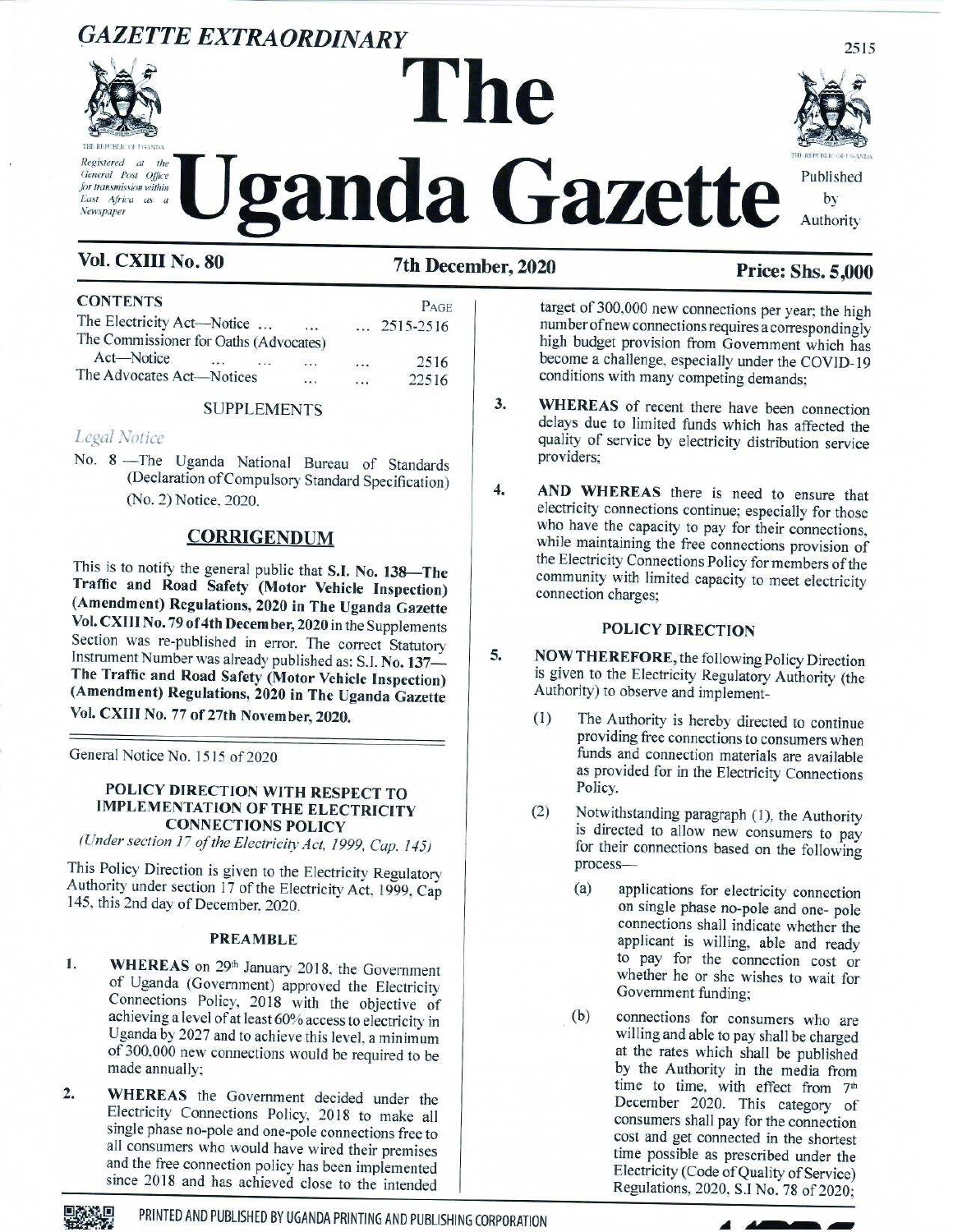*GAZETTE EXTRAORDINARY*

# The Uganda Gazette

Registered at the General Post Office for transmission within East Africa as a Newspaper

Published by Authority

**Vol. CXIII No. 80** **7th December, 2020** **Price: Shs. 5,000**

| CONTENTS | PAGE |
|---|---|
| The Electricity Act—Notice ... ... | ... 2515-2516 |
| The Commissioner for Oaths (Advocates) Act—Notice ... ... ... ... | 2516 |
| The Advocates Act—Notices ... ... | 22516 |

SUPPLEMENTS

*Legal Notice*

No. 8 —The Uganda National Bureau of Standards (Declaration of Compulsory Standard Specification) (No. 2) Notice, 2020.

## CORRIGENDUM

This is to notify the general public that **S.I. No. 138—The Traffic and Road Safety (Motor Vehicle Inspection) (Amendment) Regulations, 2020 in The Uganda Gazette Vol. CXIII No. 79 of 4th December, 2020** in the Supplements Section was re-published in error. The correct Statutory Instrument Number was already published as: **S.I. No. 137—The Traffic and Road Safety (Motor Vehicle Inspection) (Amendment) Regulations, 2020 in The Uganda Gazette Vol. CXIII No. 77 of 27th November, 2020.**

General Notice No. 1515 of 2020

### POLICY DIRECTION WITH RESPECT TO IMPLEMENTATION OF THE ELECTRICITY CONNECTIONS POLICY

*(Under section 17 of the Electricity Act, 1999, Cap. 145)*

This Policy Direction is given to the Electricity Regulatory Authority under section 17 of the Electricity Act, 1999, Cap 145, this 2nd day of December, 2020.

#### PREAMBLE

1. **WHEREAS** on 29th January 2018, the Government of Uganda (Government) approved the Electricity Connections Policy, 2018 with the objective of achieving a level of at least 60% access to electricity in Uganda by 2027 and to achieve this level, a minimum of 300,000 new connections would be required to be made annually;

2. **WHEREAS** the Government decided under the Electricity Connections Policy, 2018 to make all single phase no-pole and one-pole connections free to all consumers who would have wired their premises and the free connection policy has been implemented since 2018 and has achieved close to the intended target of 300,000 new connections per year; the high number of new connections requires a correspondingly high budget provision from Government which has become a challenge, especially under the COVID-19 conditions with many competing demands;

3. **WHEREAS** of recent there have been connection delays due to limited funds which has affected the quality of service by electricity distribution service providers;

4. **AND WHEREAS** there is need to ensure that electricity connections continue; especially for those who have the capacity to pay for their connections, while maintaining the free connections provision of the Electricity Connections Policy for members of the community with limited capacity to meet electricity connection charges;

#### POLICY DIRECTION

5. **NOW THEREFORE,** the following Policy Direction is given to the Electricity Regulatory Authority (the Authority) to observe and implement-

   (1) The Authority is hereby directed to continue providing free connections to consumers when funds and connection materials are available as provided for in the Electricity Connections Policy.

   (2) Notwithstanding paragraph (1), the Authority is directed to allow new consumers to pay for their connections based on the following process—

      (a) applications for electricity connection on single phase no-pole and one- pole connections shall indicate whether the applicant is willing, able and ready to pay for the connection cost or whether he or she wishes to wait for Government funding;

      (b) connections for consumers who are willing and able to pay shall be charged at the rates which shall be published by the Authority in the media from time to time, with effect from 7th December 2020. This category of consumers shall pay for the connection cost and get connected in the shortest time possible as prescribed under the Electricity (Code of Quality of Service) Regulations, 2020, S.I No. 78 of 2020;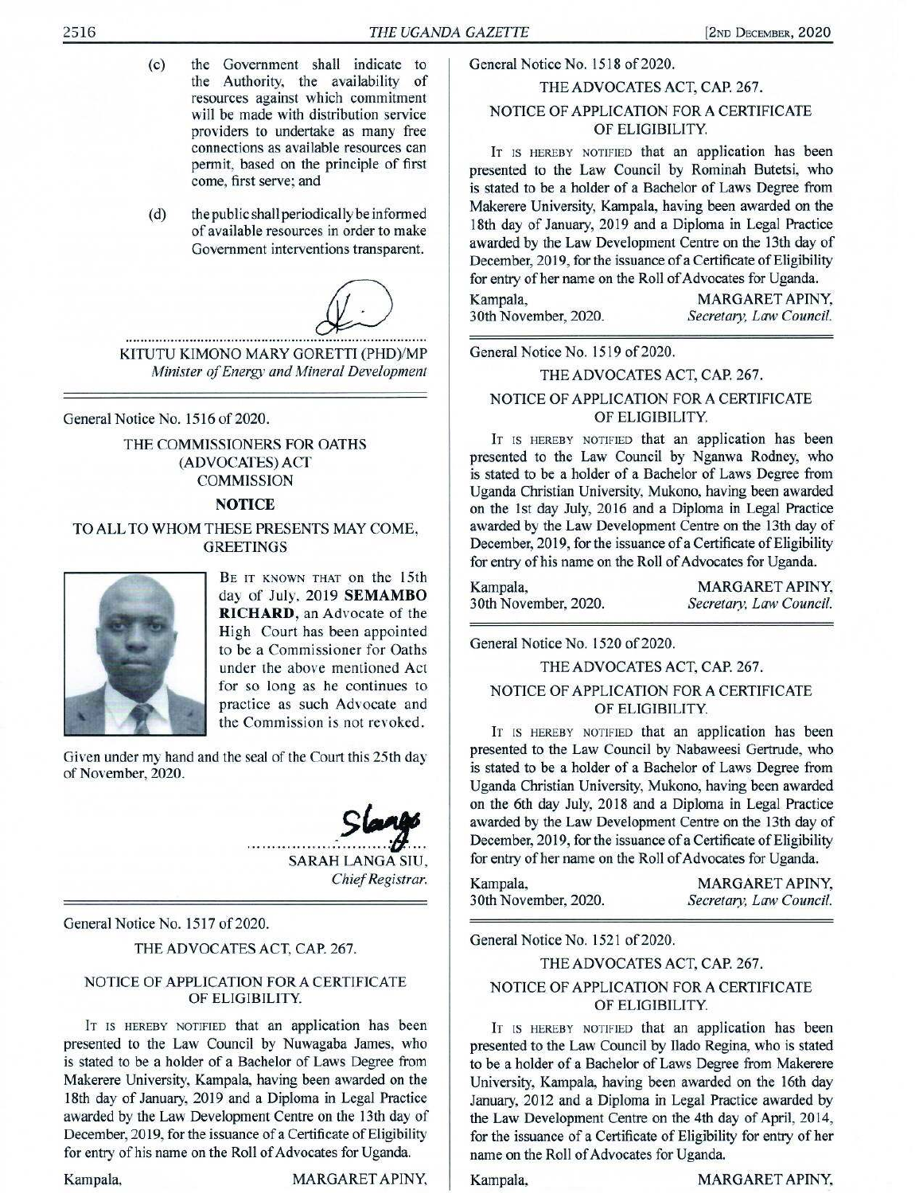(c) the Government shall indicate to the Authority, the availability of resources against which commitment will be made with distribution service providers to undertake as many free connections as available resources can permit, based on the principle of first come, first serve; and

(d) the public shall periodically be informed of available resources in order to make Government interventions transparent.

KITUTU KIMONO MARY GORETTI (PHD)/MP
*Minister of Energy and Mineral Development*

---

General Notice No. 1516 of 2020.

THE COMMISSIONERS FOR OATHS (ADVOCATES) ACT COMMISSION

**NOTICE**

TO ALL TO WHOM THESE PRESENTS MAY COME, GREETINGS

BE IT KNOWN THAT on the 15th day of July, 2019 **SEMAMBO RICHARD**, an Advocate of the High Court has been appointed to be a Commissioner for Oaths under the above mentioned Act for so long as he continues to practice as such Advocate and the Commission is not revoked.

Given under my hand and the seal of the Court this 25th day of November, 2020.

SARAH LANGA SIU,
*Chief Registrar.*

---

General Notice No. 1517 of 2020.

THE ADVOCATES ACT, CAP. 267.

NOTICE OF APPLICATION FOR A CERTIFICATE OF ELIGIBILITY.

IT IS HEREBY NOTIFIED that an application has been presented to the Law Council by Nuwagaba James, who is stated to be a holder of a Bachelor of Laws Degree from Makerere University, Kampala, having been awarded on the 18th day of January, 2019 and a Diploma in Legal Practice awarded by the Law Development Centre on the 13th day of December, 2019, for the issuance of a Certificate of Eligibility for entry of his name on the Roll of Advocates for Uganda.

Kampala, MARGARET APINY,

---

General Notice No. 1518 of 2020.

THE ADVOCATES ACT, CAP. 267.

NOTICE OF APPLICATION FOR A CERTIFICATE OF ELIGIBILITY.

IT IS HEREBY NOTIFIED that an application has been presented to the Law Council by Rominah Butetsi, who is stated to be a holder of a Bachelor of Laws Degree from Makerere University, Kampala, having been awarded on the 18th day of January, 2019 and a Diploma in Legal Practice awarded by the Law Development Centre on the 13th day of December, 2019, for the issuance of a Certificate of Eligibility for entry of her name on the Roll of Advocates for Uganda.

Kampala, MARGARET APINY,
30th November, 2020. *Secretary, Law Council.*

---

General Notice No. 1519 of 2020.

THE ADVOCATES ACT, CAP. 267.

NOTICE OF APPLICATION FOR A CERTIFICATE OF ELIGIBILITY.

IT IS HEREBY NOTIFIED that an application has been presented to the Law Council by Nganwa Rodney, who is stated to be a holder of a Bachelor of Laws Degree from Uganda Christian University, Mukono, having been awarded on the 1st day July, 2016 and a Diploma in Legal Practice awarded by the Law Development Centre on the 13th day of December, 2019, for the issuance of a Certificate of Eligibility for entry of his name on the Roll of Advocates for Uganda.

Kampala, MARGARET APINY,
30th November, 2020. *Secretary, Law Council.*

---

General Notice No. 1520 of 2020.

THE ADVOCATES ACT, CAP. 267.

NOTICE OF APPLICATION FOR A CERTIFICATE OF ELIGIBILITY.

IT IS HEREBY NOTIFIED that an application has been presented to the Law Council by Nabaweesi Gertrude, who is stated to be a holder of a Bachelor of Laws Degree from Uganda Christian University, Mukono, having been awarded on the 6th day July, 2018 and a Diploma in Legal Practice awarded by the Law Development Centre on the 13th day of December, 2019, for the issuance of a Certificate of Eligibility for entry of her name on the Roll of Advocates for Uganda.

Kampala, MARGARET APINY,
30th November, 2020. *Secretary, Law Council.*

---

General Notice No. 1521 of 2020.

THE ADVOCATES ACT, CAP. 267.

NOTICE OF APPLICATION FOR A CERTIFICATE OF ELIGIBILITY.

IT IS HEREBY NOTIFIED that an application has been presented to the Law Council by Ilado Regina, who is stated to be a holder of a Bachelor of Laws Degree from Makerere University, Kampala, having been awarded on the 16th day January, 2012 and a Diploma in Legal Practice awarded by the Law Development Centre on the 4th day of April, 2014, for the issuance of a Certificate of Eligibility for entry of her name on the Roll of Advocates for Uganda.

Kampala, MARGARET APINY,